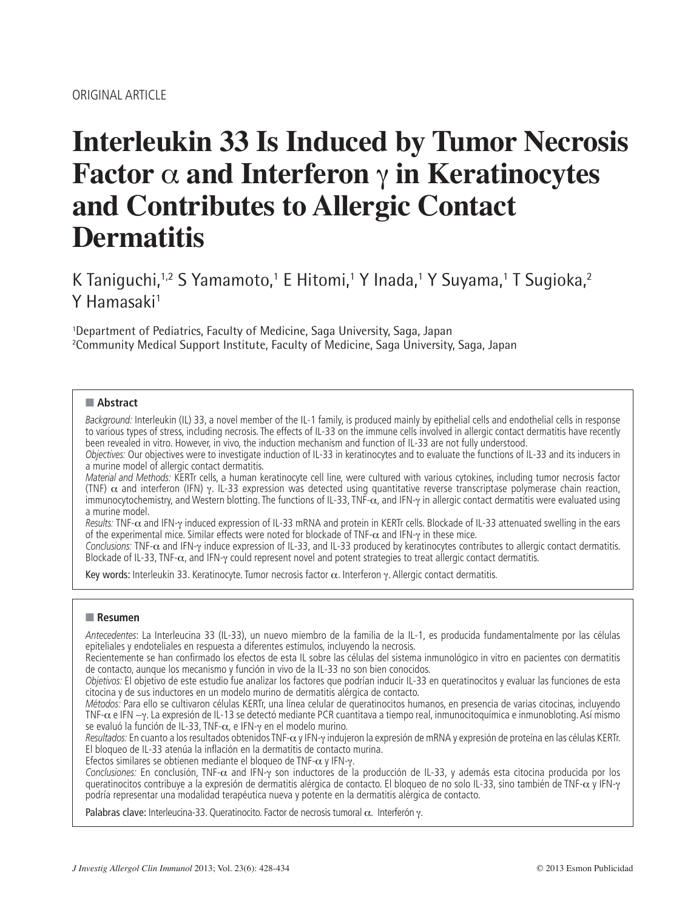ORIGINAL ARTICLE

# Interleukin 33 Is Induced by Tumor Necrosis Factor α and Interferon γ in Keratinocytes and Contributes to Allergic Contact Dermatitis

K Taniguchi,[1,2] S Yamamoto,[1] E Hitomi,[1] Y Inada,[1] Y Suyama,[1] T Sugioka,[2] Y Hamasaki[1]

[1]Department of Pediatrics, Faculty of Medicine, Saga University, Saga, Japan
[2]Community Medical Support Institute, Faculty of Medicine, Saga University, Saga, Japan

## Abstract

*Background:* Interleukin (IL) 33, a novel member of the IL-1 family, is produced mainly by epithelial cells and endothelial cells in response to various types of stress, including necrosis. The effects of IL-33 on the immune cells involved in allergic contact dermatitis have recently been revealed in vitro. However, in vivo, the induction mechanism and function of IL-33 are not fully understood.

*Objectives:* Our objectives were to investigate induction of IL-33 in keratinocytes and to evaluate the functions of IL-33 and its inducers in a murine model of allergic contact dermatitis.

*Material and Methods:* KERTr cells, a human keratinocyte cell line, were cultured with various cytokines, including tumor necrosis factor (TNF) α and interferon (IFN) γ. IL-33 expression was detected using quantitative reverse transcriptase polymerase chain reaction, immunocytochemistry, and Western blotting. The functions of IL-33, TNF-α, and IFN-γ in allergic contact dermatitis were evaluated using a murine model.

*Results:* TNF-α and IFN-γ induced expression of IL-33 mRNA and protein in KERTr cells. Blockade of IL-33 attenuated swelling in the ears of the experimental mice. Similar effects were noted for blockade of TNF-α and IFN-γ in these mice.

*Conclusions:* TNF-α and IFN-γ induce expression of IL-33, and IL-33 produced by keratinocytes contributes to allergic contact dermatitis. Blockade of IL-33, TNF-α, and IFN-γ could represent novel and potent strategies to treat allergic contact dermatitis.

**Key words:** Interleukin 33. Keratinocyte. Tumor necrosis factor α. Interferon γ. Allergic contact dermatitis.

## Resumen

*Antecedentes*: La Interleucina 33 (IL-33), un nuevo miembro de la familia de la IL-1, es producida fundamentalmente por las células epiteliales y endoteliales en respuesta a diferentes estímulos, incluyendo la necrosis.

Recientemente se han confirmado los efectos de esta IL sobre las células del sistema inmunológico in vitro en pacientes con dermatitis de contacto, aunque los mecanismo y función in vivo de la IL-33 no son bien conocidos.

*Objetivos:* El objetivo de este estudio fue analizar los factores que podrían inducir IL-33 en queratinocitos y evaluar las funciones de esta citocina y de sus inductores en un modelo murino de dermatitis alérgica de contacto.

*Métodos:* Para ello se cultivaron células KERTr, una línea celular de queratinocitos humanos, en presencia de varias citocinas, incluyendo TNF-α e IFN –γ. La expresión de IL-13 se detectó mediante PCR cuantitava a tiempo real, inmunocitoquímica e inmunobloting. Así mismo se evaluó la función de IL-33, TNF-α, e IFN-γ en el modelo murino.

*Resultados:* En cuanto a los resultados obtenidos TNF-α y IFN-γ indujeron la expresión de mRNA y expresión de proteína en las células KERTr. El bloqueo de IL-33 atenúa la inflación en la dermatitis de contacto murina.

Efectos similares se obtienen mediante el bloqueo de TNF-α y IFN-γ.

*Conclusiones:* En conclusión, TNF-α and IFN-γ son inductores de la producción de IL-33, y además esta citocina producida por los queratinocitos contribuye a la expresión de dermatitis alérgica de contacto. El bloqueo de no solo IL-33, sino también de TNF-α y IFN-γ podría representar una modalidad terapéutica nueva y potente en la dermatitis alérgica de contacto.

**Palabras clave:** Interleucina-33. Queratinocito. Factor de necrosis tumoral α. Interferón γ.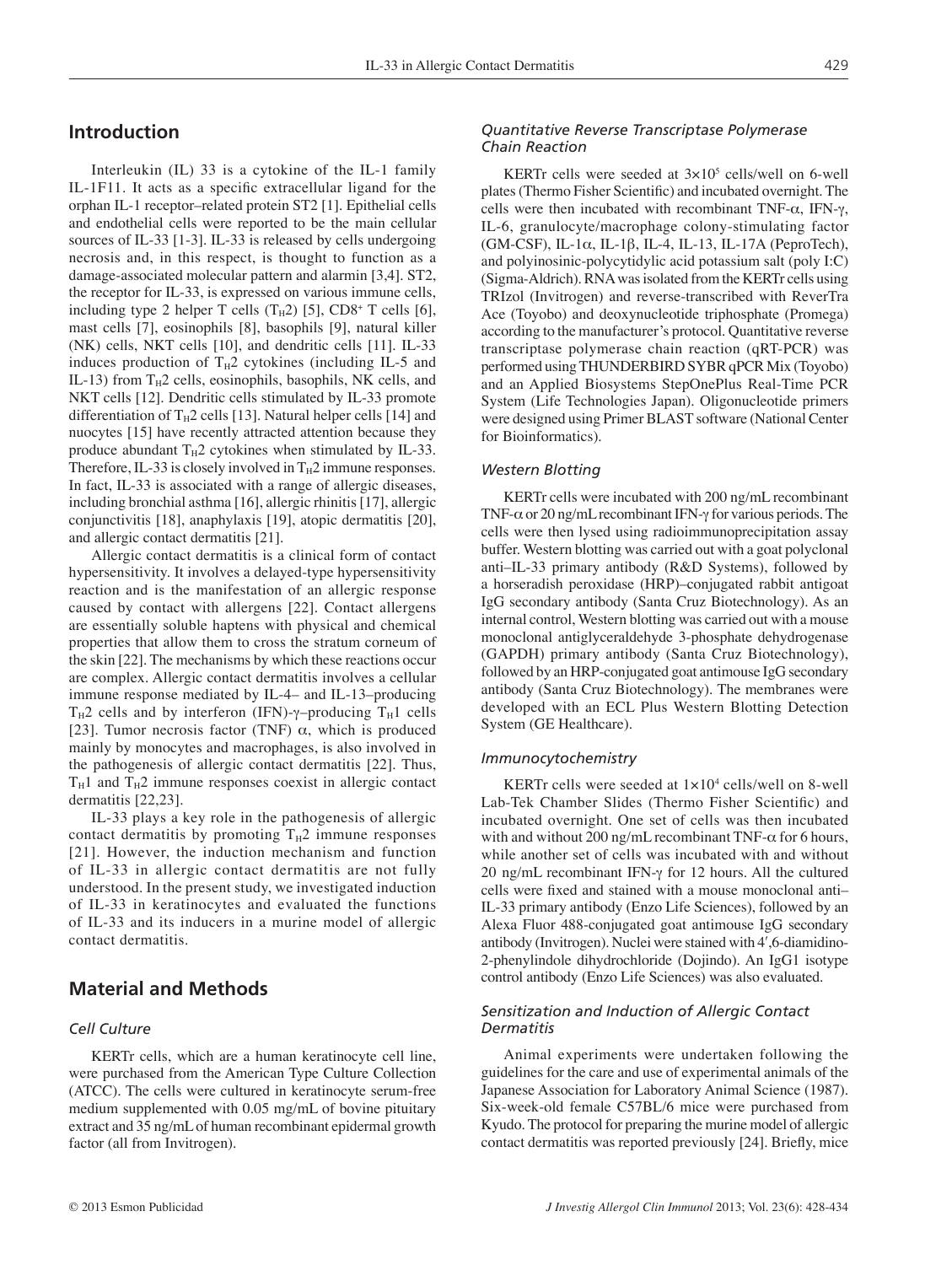## Introduction

Interleukin (IL) 33 is a cytokine of the IL-1 family IL-1F11. It acts as a specific extracellular ligand for the orphan IL-1 receptor–related protein ST2 [1]. Epithelial cells and endothelial cells were reported to be the main cellular sources of IL-33 [1-3]. IL-33 is released by cells undergoing necrosis and, in this respect, is thought to function as a damage-associated molecular pattern and alarmin [3,4]. ST2, the receptor for IL-33, is expressed on various immune cells, including type 2 helper T cells ($T_H2$) [5], $CD8^+$ T cells [6], mast cells [7], eosinophils [8], basophils [9], natural killer (NK) cells, NKT cells [10], and dendritic cells [11]. IL-33 induces production of $T_H2$ cytokines (including IL-5 and IL-13) from $T_H2$ cells, eosinophils, basophils, NK cells, and NKT cells [12]. Dendritic cells stimulated by IL-33 promote differentiation of $T_H2$ cells [13]. Natural helper cells [14] and nuocytes [15] have recently attracted attention because they produce abundant $T_H2$ cytokines when stimulated by IL-33. Therefore, IL-33 is closely involved in $T_H2$ immune responses. In fact, IL-33 is associated with a range of allergic diseases, including bronchial asthma [16], allergic rhinitis [17], allergic conjunctivitis [18], anaphylaxis [19], atopic dermatitis [20], and allergic contact dermatitis [21].

Allergic contact dermatitis is a clinical form of contact hypersensitivity. It involves a delayed-type hypersensitivity reaction and is the manifestation of an allergic response caused by contact with allergens [22]. Contact allergens are essentially soluble haptens with physical and chemical properties that allow them to cross the stratum corneum of the skin [22]. The mechanisms by which these reactions occur are complex. Allergic contact dermatitis involves a cellular immune response mediated by IL-4– and IL-13–producing $T_H2$ cells and by interferon (IFN)-γ–producing $T_H1$ cells [23]. Tumor necrosis factor (TNF) α, which is produced mainly by monocytes and macrophages, is also involved in the pathogenesis of allergic contact dermatitis [22]. Thus, $T_H1$ and $T_H2$ immune responses coexist in allergic contact dermatitis [22,23].

IL-33 plays a key role in the pathogenesis of allergic contact dermatitis by promoting $T_H2$ immune responses [21]. However, the induction mechanism and function of IL-33 in allergic contact dermatitis are not fully understood. In the present study, we investigated induction of IL-33 in keratinocytes and evaluated the functions of IL-33 and its inducers in a murine model of allergic contact dermatitis.

## Material and Methods

### *Cell Culture*

KERTr cells, which are a human keratinocyte cell line, were purchased from the American Type Culture Collection (ATCC). The cells were cultured in keratinocyte serum-free medium supplemented with 0.05 mg/mL of bovine pituitary extract and 35 ng/mL of human recombinant epidermal growth factor (all from Invitrogen).

### *Quantitative Reverse Transcriptase Polymerase Chain Reaction*

KERTr cells were seeded at $3\times10^5$ cells/well on 6-well plates (Thermo Fisher Scientific) and incubated overnight. The cells were then incubated with recombinant TNF-α, IFN-γ, IL-6, granulocyte/macrophage colony-stimulating factor (GM-CSF), IL-1α, IL-1β, IL-4, IL-13, IL-17A (PeproTech), and polyinosinic-polycytidylic acid potassium salt (poly I:C) (Sigma-Aldrich). RNA was isolated from the KERTr cells using TRIzol (Invitrogen) and reverse-transcribed with ReverTra Ace (Toyobo) and deoxynucleotide triphosphate (Promega) according to the manufacturer's protocol. Quantitative reverse transcriptase polymerase chain reaction (qRT-PCR) was performed using THUNDERBIRD SYBR qPCR Mix (Toyobo) and an Applied Biosystems StepOnePlus Real-Time PCR System (Life Technologies Japan). Oligonucleotide primers were designed using Primer BLAST software (National Center for Bioinformatics).

### *Western Blotting*

KERTr cells were incubated with 200 ng/mL recombinant TNF-α or 20 ng/mL recombinant IFN-γ for various periods. The cells were then lysed using radioimmunoprecipitation assay buffer. Western blotting was carried out with a goat polyclonal anti–IL-33 primary antibody (R&D Systems), followed by a horseradish peroxidase (HRP)–conjugated rabbit antigoat IgG secondary antibody (Santa Cruz Biotechnology). As an internal control, Western blotting was carried out with a mouse monoclonal antiglyceraldehyde 3-phosphate dehydrogenase (GAPDH) primary antibody (Santa Cruz Biotechnology), followed by an HRP-conjugated goat antimouse IgG secondary antibody (Santa Cruz Biotechnology). The membranes were developed with an ECL Plus Western Blotting Detection System (GE Healthcare).

### *Immunocytochemistry*

KERTr cells were seeded at $1\times10^4$ cells/well on 8-well Lab-Tek Chamber Slides (Thermo Fisher Scientific) and incubated overnight. One set of cells was then incubated with and without 200 ng/mL recombinant TNF-α for 6 hours, while another set of cells was incubated with and without 20 ng/mL recombinant IFN-γ for 12 hours. All the cultured cells were fixed and stained with a mouse monoclonal anti–IL-33 primary antibody (Enzo Life Sciences), followed by an Alexa Fluor 488-conjugated goat antimouse IgG secondary antibody (Invitrogen). Nuclei were stained with 4′,6-diamidino-2-phenylindole dihydrochloride (Dojindo). An IgG1 isotype control antibody (Enzo Life Sciences) was also evaluated.

### *Sensitization and Induction of Allergic Contact Dermatitis*

Animal experiments were undertaken following the guidelines for the care and use of experimental animals of the Japanese Association for Laboratory Animal Science (1987). Six-week-old female C57BL/6 mice were purchased from Kyudo. The protocol for preparing the murine model of allergic contact dermatitis was reported previously [24]. Briefly, mice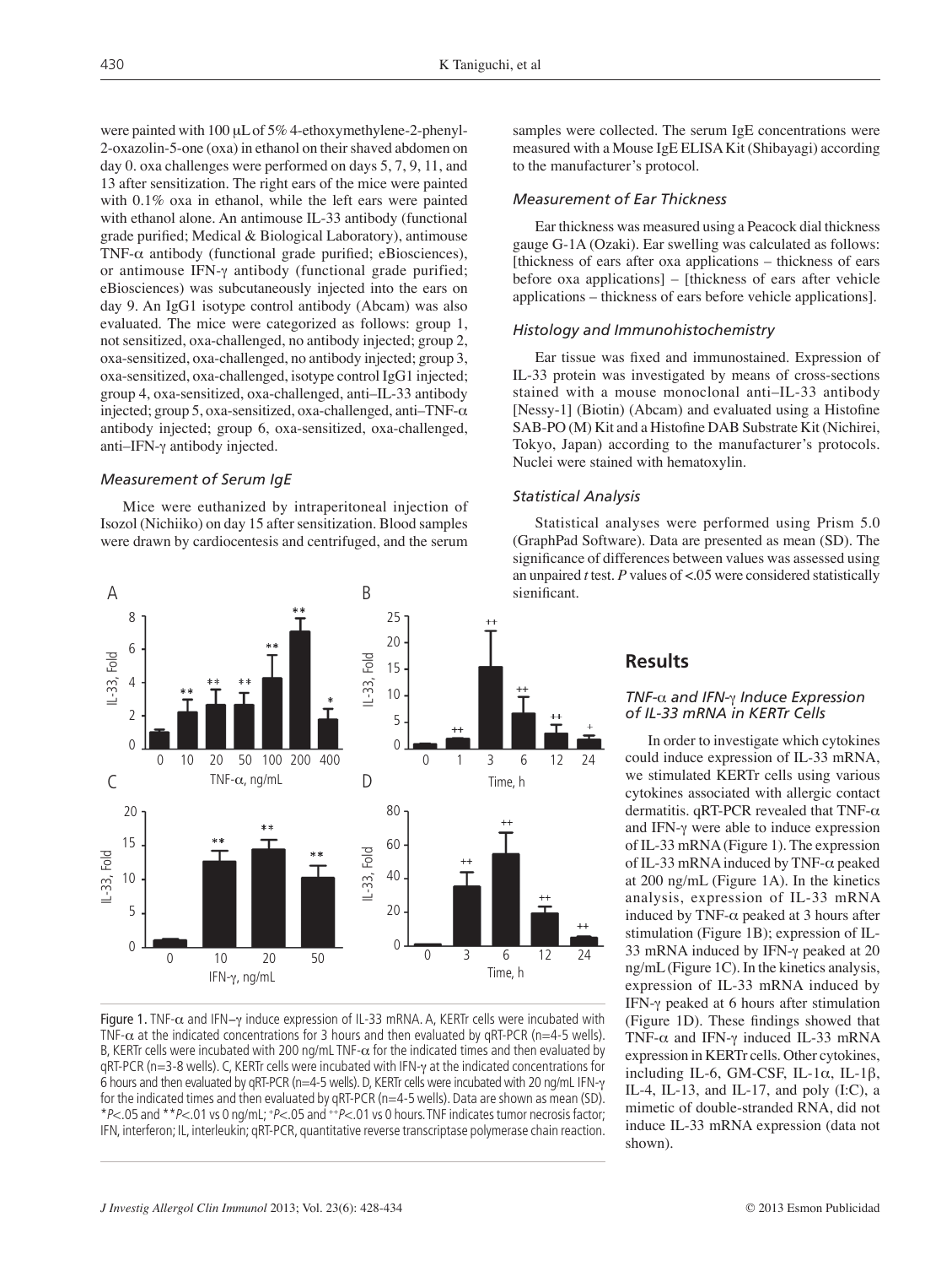were painted with 100 μL of 5% 4-ethoxymethylene-2-phenyl-2-oxazolin-5-one (oxa) in ethanol on their shaved abdomen on day 0. oxa challenges were performed on days 5, 7, 9, 11, and 13 after sensitization. The right ears of the mice were painted with 0.1% oxa in ethanol, while the left ears were painted with ethanol alone. An antimouse IL-33 antibody (functional grade purified; Medical & Biological Laboratory), antimouse TNF-α antibody (functional grade purified; eBiosciences), or antimouse IFN-γ antibody (functional grade purified; eBiosciences) was subcutaneously injected into the ears on day 9. An IgG1 isotype control antibody (Abcam) was also evaluated. The mice were categorized as follows: group 1, not sensitized, oxa-challenged, no antibody injected; group 2, oxa-sensitized, oxa-challenged, no antibody injected; group 3, oxa-sensitized, oxa-challenged, isotype control IgG1 injected; group 4, oxa-sensitized, oxa-challenged, anti–IL-33 antibody injected; group 5, oxa-sensitized, oxa-challenged, anti–TNF-α antibody injected; group 6, oxa-sensitized, oxa-challenged, anti–IFN-γ antibody injected.

### *Measurement of Serum IgE*

Mice were euthanized by intraperitoneal injection of Isozol (Nichiiko) on day 15 after sensitization. Blood samples were drawn by cardiocentesis and centrifuged, and the serum samples were collected. The serum IgE concentrations were measured with a Mouse IgE ELISA Kit (Shibayagi) according to the manufacturer's protocol.

### *Measurement of Ear Thickness*

Ear thickness was measured using a Peacock dial thickness gauge G-1A (Ozaki). Ear swelling was calculated as follows: [thickness of ears after oxa applications – thickness of ears before oxa applications] – [thickness of ears after vehicle applications – thickness of ears before vehicle applications].

### *Histology and Immunohistochemistry*

Ear tissue was fixed and immunostained. Expression of IL-33 protein was investigated by means of cross-sections stained with a mouse monoclonal anti–IL-33 antibody [Nessy-1] (Biotin) (Abcam) and evaluated using a Histofine SAB-PO (M) Kit and a Histofine DAB Substrate Kit (Nichirei, Tokyo, Japan) according to the manufacturer's protocols. Nuclei were stained with hematoxylin.

### *Statistical Analysis*

Statistical analyses were performed using Prism 5.0 (GraphPad Software). Data are presented as mean (SD). The significance of differences between values was assessed using an unpaired *t* test. *P* values of <.05 were considered statistically significant.

Figure 1. TNF-α and IFN–γ induce expression of IL-33 mRNA. A, KERTr cells were incubated with TNF-α at the indicated concentrations for 3 hours and then evaluated by qRT-PCR (n=4-5 wells). B, KERTr cells were incubated with 200 ng/mL TNF-α for the indicated times and then evaluated by qRT-PCR (n=3-8 wells). C, KERTr cells were incubated with IFN-γ at the indicated concentrations for 6 hours and then evaluated by qRT-PCR (n=4-5 wells). D, KERTr cells were incubated with 20 ng/mL IFN-γ for the indicated times and then evaluated by qRT-PCR (n=4-5 wells). Data are shown as mean (SD). \*P<.05 and \*\*P<.01 vs 0 ng/mL; +P<.05 and ++P<.01 vs 0 hours. TNF indicates tumor necrosis factor; IFN, interferon; IL, interleukin; qRT-PCR, quantitative reverse transcriptase polymerase chain reaction.

## Results

### *TNF-α and IFN-γ Induce Expression of IL-33 mRNA in KERTr Cells*

In order to investigate which cytokines could induce expression of IL-33 mRNA, we stimulated KERTr cells using various cytokines associated with allergic contact dermatitis. qRT-PCR revealed that TNF-α and IFN-γ were able to induce expression of IL-33 mRNA (Figure 1). The expression of IL-33 mRNA induced by TNF-α peaked at 200 ng/mL (Figure 1A). In the kinetics analysis, expression of IL-33 mRNA induced by TNF-α peaked at 3 hours after stimulation (Figure 1B); expression of IL-33 mRNA induced by IFN-γ peaked at 20 ng/mL (Figure 1C). In the kinetics analysis, expression of IL-33 mRNA induced by IFN-γ peaked at 6 hours after stimulation (Figure 1D). These findings showed that TNF-α and IFN-γ induced IL-33 mRNA expression in KERTr cells. Other cytokines, including IL-6, GM-CSF, IL-1α, IL-1β, IL-4, IL-13, and IL-17, and poly (I:C), a mimetic of double-stranded RNA, did not induce IL-33 mRNA expression (data not shown).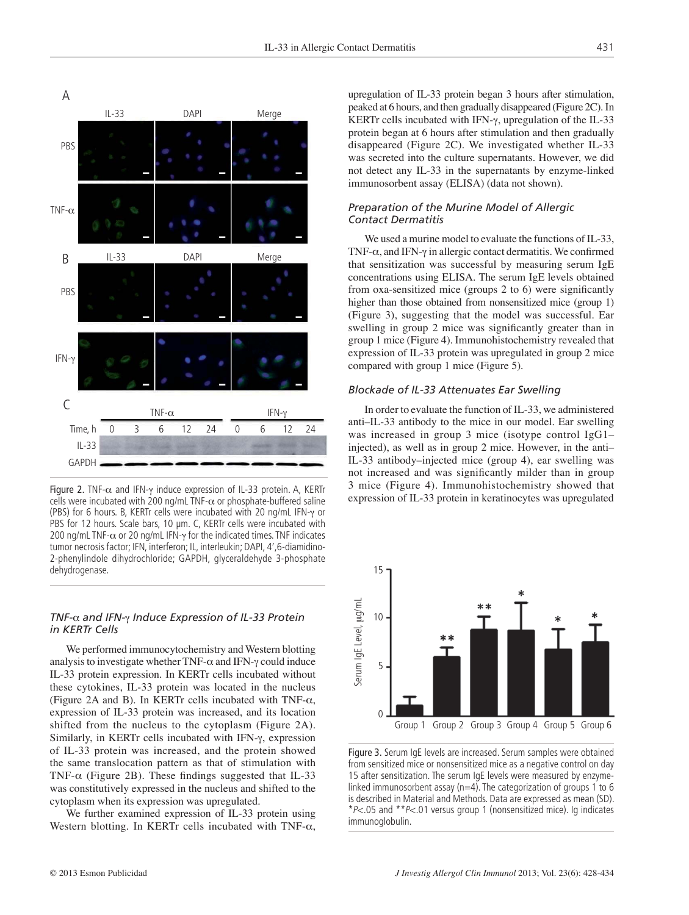Figure 2. TNF-α and IFN-γ induce expression of IL-33 protein. A, KERTr cells were incubated with 200 ng/mL TNF-α or phosphate-buffered saline (PBS) for 6 hours. B, KERTr cells were incubated with 20 ng/mL IFN-γ or PBS for 12 hours. Scale bars, 10 μm. C, KERTr cells were incubated with 200 ng/mL TNF-α or 20 ng/mL IFN-γ for the indicated times. TNF indicates tumor necrosis factor; IFN, interferon; IL, interleukin; DAPI, 4',6-diamidino-2-phenylindole dihydrochloride; GAPDH, glyceraldehyde 3-phosphate dehydrogenase.

### *TNF-α and IFN-γ Induce Expression of IL-33 Protein in KERTr Cells*

We performed immunocytochemistry and Western blotting analysis to investigate whether TNF-α and IFN-γ could induce IL-33 protein expression. In KERTr cells incubated without these cytokines, IL-33 protein was located in the nucleus (Figure 2A and B). In KERTr cells incubated with TNF-α, expression of IL-33 protein was increased, and its location shifted from the nucleus to the cytoplasm (Figure 2A). Similarly, in KERTr cells incubated with IFN-γ, expression of IL-33 protein was increased, and the protein showed the same translocation pattern as that of stimulation with TNF-α (Figure 2B). These findings suggested that IL-33 was constitutively expressed in the nucleus and shifted to the cytoplasm when its expression was upregulated.

We further examined expression of IL-33 protein using Western blotting. In KERTr cells incubated with TNF-α, upregulation of IL-33 protein began 3 hours after stimulation, peaked at 6 hours, and then gradually disappeared (Figure 2C). In KERTr cells incubated with IFN-γ, upregulation of the IL-33 protein began at 6 hours after stimulation and then gradually disappeared (Figure 2C). We investigated whether IL-33 was secreted into the culture supernatants. However, we did not detect any IL-33 in the supernatants by enzyme-linked immunosorbent assay (ELISA) (data not shown).

### *Preparation of the Murine Model of Allergic Contact Dermatitis*

We used a murine model to evaluate the functions of IL-33, TNF-α, and IFN-γ in allergic contact dermatitis. We confirmed that sensitization was successful by measuring serum IgE concentrations using ELISA. The serum IgE levels obtained from oxa-sensitized mice (groups 2 to 6) were significantly higher than those obtained from nonsensitized mice (group 1) (Figure 3), suggesting that the model was successful. Ear swelling in group 2 mice was significantly greater than in group 1 mice (Figure 4). Immunohistochemistry revealed that expression of IL-33 protein was upregulated in group 2 mice compared with group 1 mice (Figure 5).

### *Blockade of IL-33 Attenuates Ear Swelling*

In order to evaluate the function of IL-33, we administered anti–IL-33 antibody to the mice in our model. Ear swelling was increased in group 3 mice (isotype control IgG1–injected), as well as in group 2 mice. However, in the anti–IL-33 antibody–injected mice (group 4), ear swelling was not increased and was significantly milder than in group 3 mice (Figure 4). Immunohistochemistry showed that expression of IL-33 protein in keratinocytes was upregulated

Figure 3. Serum IgE levels are increased. Serum samples were obtained from sensitized mice or nonsensitized mice as a negative control on day 15 after sensitization. The serum IgE levels were measured by enzyme-linked immunosorbent assay (n=4). The categorization of groups 1 to 6 is described in Material and Methods. Data are expressed as mean (SD). *$P$<.05 and **$P$<.01 versus group 1 (nonsensitized mice). Ig indicates immunoglobulin.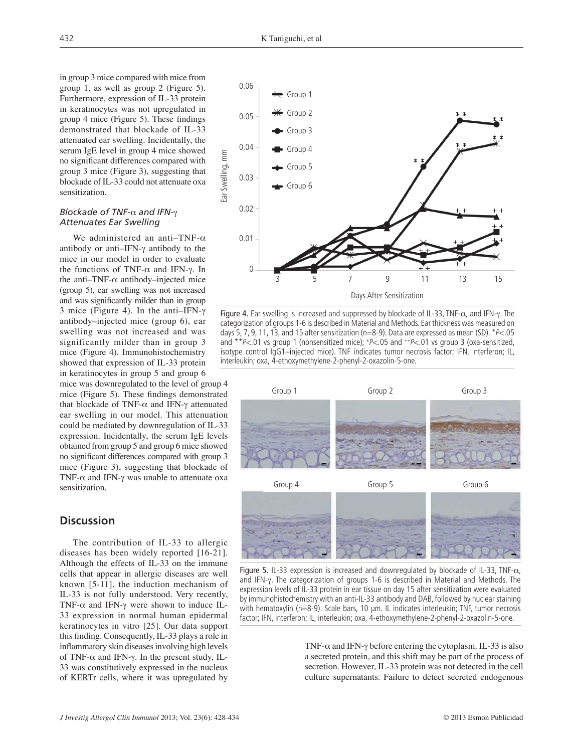in group 3 mice compared with mice from group 1, as well as group 2 (Figure 5). Furthermore, expression of IL-33 protein in keratinocytes was not upregulated in group 4 mice (Figure 5). These findings demonstrated that blockade of IL-33 attenuated ear swelling. Incidentally, the serum IgE level in group 4 mice showed no significant differences compared with group 3 mice (Figure 3), suggesting that blockade of IL-33 could not attenuate oxa sensitization.

### *Blockade of TNF-α and IFN-γ Attenuates Ear Swelling*

We administered an anti–TNF-α antibody or anti–IFN-γ antibody to the mice in our model in order to evaluate the functions of TNF-α and IFN-γ. In the anti–TNF-α antibody–injected mice (group 5), ear swelling was not increased and was significantly milder than in group 3 mice (Figure 4). In the anti–IFN-γ antibody–injected mice (group 6), ear swelling was not increased and was significantly milder than in group 3 mice (Figure 4). Immunohistochemistry showed that expression of IL-33 protein in keratinocytes in group 5 and group 6 mice was downregulated to the level of group 4 mice (Figure 5). These findings demonstrated that blockade of TNF-α and IFN-γ attenuated ear swelling in our model. This attenuation could be mediated by downregulation of IL-33 expression. Incidentally, the serum IgE levels obtained from group 5 and group 6 mice showed no significant differences compared with group 3 mice (Figure 3), suggesting that blockade of TNF-α and IFN-γ was unable to attenuate oxa sensitization.

Figure 4. Ear swelling is increased and suppressed by blockade of IL-33, TNF-α, and IFN-γ. The categorization of groups 1-6 is described in Material and Methods. Ear thickness was measured on days 5, 7, 9, 11, 13, and 15 after sensitization (n=8-9). Data are expressed as mean (SD). *$P<.05$ and **$P<.01$ vs group 1 (nonsensitized mice); $^{+}P<.05$ and $^{++}P<.01$ vs group 3 (oxa-sensitized, isotype control IgG1–injected mice). TNF indicates tumor necrosis factor; IFN, interferon; IL, interleukin; oxa, 4-ethoxymethylene-2-phenyl-2-oxazolin-5-one.

Figure 5. IL-33 expression is increased and downregulated by blockade of IL-33, TNF-α, and IFN-γ. The categorization of groups 1-6 is described in Material and Methods. The expression levels of IL-33 protein in ear tissue on day 15 after sensitization were evaluated by immunohistochemistry with an anti-IL-33 antibody and DAB, followed by nuclear staining with hematoxylin (n=8-9). Scale bars, 10 μm. IL indicates interleukin; TNF, tumor necrosis factor; IFN, interferon; IL, interleukin; oxa, 4-ethoxymethylene-2-phenyl-2-oxazolin-5-one.

## Discussion

The contribution of IL-33 to allergic diseases has been widely reported [16-21]. Although the effects of IL-33 on the immune cells that appear in allergic diseases are well known [5-11], the induction mechanism of IL-33 is not fully understood. Very recently, TNF-α and IFN-γ were shown to induce IL-33 expression in normal human epidermal keratinocytes in vitro [25]. Our data support this finding. Consequently, IL-33 plays a role in inflammatory skin diseases involving high levels of TNF-α and IFN-γ. In the present study, IL-33 was constitutively expressed in the nucleus of KERTr cells, where it was upregulated by TNF-α and IFN-γ before entering the cytoplasm. IL-33 is also a secreted protein, and this shift may be part of the process of secretion. However, IL-33 protein was not detected in the cell culture supernatants. Failure to detect secreted endogenous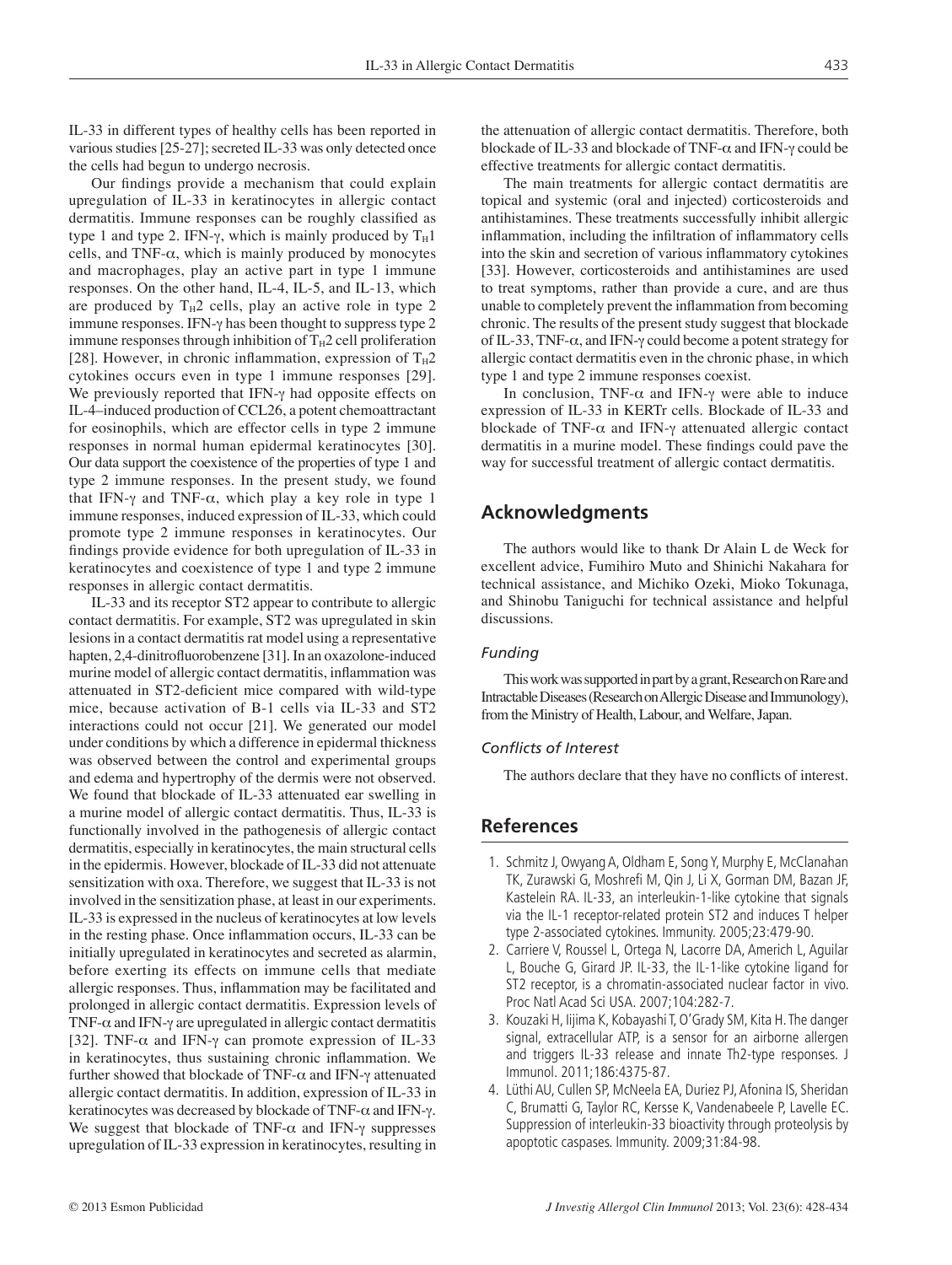IL-33 in different types of healthy cells has been reported in various studies [25-27]; secreted IL-33 was only detected once the cells had begun to undergo necrosis.

Our findings provide a mechanism that could explain upregulation of IL-33 in keratinocytes in allergic contact dermatitis. Immune responses can be roughly classified as type 1 and type 2. IFN-γ, which is mainly produced by $T_H1$ cells, and TNF-α, which is mainly produced by monocytes and macrophages, play an active part in type 1 immune responses. On the other hand, IL-4, IL-5, and IL-13, which are produced by $T_H2$ cells, play an active role in type 2 immune responses. IFN-γ has been thought to suppress type 2 immune responses through inhibition of $T_H2$ cell proliferation [28]. However, in chronic inflammation, expression of $T_H2$ cytokines occurs even in type 1 immune responses [29]. We previously reported that IFN-γ had opposite effects on IL-4–induced production of CCL26, a potent chemoattractant for eosinophils, which are effector cells in type 2 immune responses in normal human epidermal keratinocytes [30]. Our data support the coexistence of the properties of type 1 and type 2 immune responses. In the present study, we found that IFN-γ and TNF-α, which play a key role in type 1 immune responses, induced expression of IL-33, which could promote type 2 immune responses in keratinocytes. Our findings provide evidence for both upregulation of IL-33 in keratinocytes and coexistence of type 1 and type 2 immune responses in allergic contact dermatitis.

IL-33 and its receptor ST2 appear to contribute to allergic contact dermatitis. For example, ST2 was upregulated in skin lesions in a contact dermatitis rat model using a representative hapten, 2,4-dinitrofluorobenzene [31]. In an oxazolone-induced murine model of allergic contact dermatitis, inflammation was attenuated in ST2-deficient mice compared with wild-type mice, because activation of B-1 cells via IL-33 and ST2 interactions could not occur [21]. We generated our model under conditions by which a difference in epidermal thickness was observed between the control and experimental groups and edema and hypertrophy of the dermis were not observed. We found that blockade of IL-33 attenuated ear swelling in a murine model of allergic contact dermatitis. Thus, IL-33 is functionally involved in the pathogenesis of allergic contact dermatitis, especially in keratinocytes, the main structural cells in the epidermis. However, blockade of IL-33 did not attenuate sensitization with oxa. Therefore, we suggest that IL-33 is not involved in the sensitization phase, at least in our experiments. IL-33 is expressed in the nucleus of keratinocytes at low levels in the resting phase. Once inflammation occurs, IL-33 can be initially upregulated in keratinocytes and secreted as alarmin, before exerting its effects on immune cells that mediate allergic responses. Thus, inflammation may be facilitated and prolonged in allergic contact dermatitis. Expression levels of TNF-α and IFN-γ are upregulated in allergic contact dermatitis [32]. TNF-α and IFN-γ can promote expression of IL-33 in keratinocytes, thus sustaining chronic inflammation. We further showed that blockade of TNF-α and IFN-γ attenuated allergic contact dermatitis. In addition, expression of IL-33 in keratinocytes was decreased by blockade of TNF-α and IFN-γ. We suggest that blockade of TNF-α and IFN-γ suppresses upregulation of IL-33 expression in keratinocytes, resulting in the attenuation of allergic contact dermatitis. Therefore, both blockade of IL-33 and blockade of TNF-α and IFN-γ could be effective treatments for allergic contact dermatitis.

The main treatments for allergic contact dermatitis are topical and systemic (oral and injected) corticosteroids and antihistamines. These treatments successfully inhibit allergic inflammation, including the infiltration of inflammatory cells into the skin and secretion of various inflammatory cytokines [33]. However, corticosteroids and antihistamines are used to treat symptoms, rather than provide a cure, and are thus unable to completely prevent the inflammation from becoming chronic. The results of the present study suggest that blockade of IL-33, TNF-α, and IFN-γ could become a potent strategy for allergic contact dermatitis even in the chronic phase, in which type 1 and type 2 immune responses coexist.

In conclusion, TNF-α and IFN-γ were able to induce expression of IL-33 in KERTr cells. Blockade of IL-33 and blockade of TNF-α and IFN-γ attenuated allergic contact dermatitis in a murine model. These findings could pave the way for successful treatment of allergic contact dermatitis.

## Acknowledgments

The authors would like to thank Dr Alain L de Weck for excellent advice, Fumihiro Muto and Shinichi Nakahara for technical assistance, and Michiko Ozeki, Mioko Tokunaga, and Shinobu Taniguchi for technical assistance and helpful discussions.

### *Funding*

This work was supported in part by a grant, Research on Rare and Intractable Diseases (Research on Allergic Disease and Immunology), from the Ministry of Health, Labour, and Welfare, Japan.

### *Conflicts of Interest*

The authors declare that they have no conflicts of interest.

## References

1. Schmitz J, Owyang A, Oldham E, Song Y, Murphy E, McClanahan TK, Zurawski G, Moshrefi M, Qin J, Li X, Gorman DM, Bazan JF, Kastelein RA. IL-33, an interleukin-1-like cytokine that signals via the IL-1 receptor-related protein ST2 and induces T helper type 2-associated cytokines. Immunity. 2005;23:479-90.
2. Carriere V, Roussel L, Ortega N, Lacorre DA, Americh L, Aguilar L, Bouche G, Girard JP. IL-33, the IL-1-like cytokine ligand for ST2 receptor, is a chromatin-associated nuclear factor in vivo. Proc Natl Acad Sci USA. 2007;104:282-7.
3. Kouzaki H, Iijima K, Kobayashi T, O'Grady SM, Kita H. The danger signal, extracellular ATP, is a sensor for an airborne allergen and triggers IL-33 release and innate Th2-type responses. J Immunol. 2011;186:4375-87.
4. Lüthi AU, Cullen SP, McNeela EA, Duriez PJ, Afonina IS, Sheridan C, Brumatti G, Taylor RC, Kersse K, Vandenabeele P, Lavelle EC. Suppression of interleukin-33 bioactivity through proteolysis by apoptotic caspases. Immunity. 2009;31:84-98.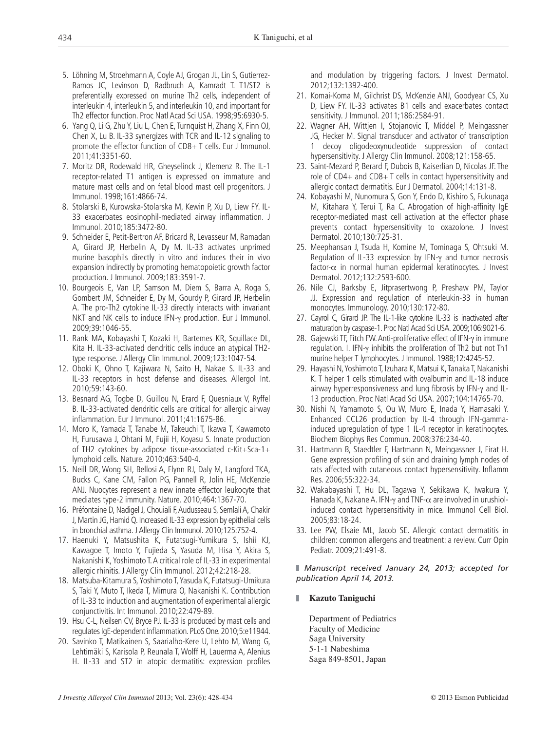5. Löhning M, Stroehmann A, Coyle AJ, Grogan JL, Lin S, Gutierrez-Ramos JC, Levinson D, Radbruch A, Kamradt T. T1/ST2 is preferentially expressed on murine Th2 cells, independent of interleukin 4, interleukin 5, and interleukin 10, and important for Th2 effector function. Proc Natl Acad Sci USA. 1998;95:6930-5.
6. Yang Q, Li G, Zhu Y, Liu L, Chen E, Turnquist H, Zhang X, Finn OJ, Chen X, Lu B. IL-33 synergizes with TCR and IL-12 signaling to promote the effector function of CD8+ T cells. Eur J Immunol. 2011;41:3351-60.
7. Moritz DR, Rodewald HR, Gheyselinck J, Klemenz R. The IL-1 receptor-related T1 antigen is expressed on immature and mature mast cells and on fetal blood mast cell progenitors. J Immunol. 1998;161:4866-74.
8. Stolarski B, Kurowska-Stolarska M, Kewin P, Xu D, Liew FY. IL-33 exacerbates eosinophil-mediated airway inflammation. J Immunol. 2010;185:3472-80.
9. Schneider E, Petit-Bertron AF, Bricard R, Levasseur M, Ramadan A, Girard JP, Herbelin A, Dy M. IL-33 activates unprimed murine basophils directly in vitro and induces their in vivo expansion indirectly by promoting hematopoietic growth factor production. J Immunol. 2009;183:3591-7.
10. Bourgeois E, Van LP, Samson M, Diem S, Barra A, Roga S, Gombert JM, Schneider E, Dy M, Gourdy P, Girard JP, Herbelin A. The pro-Th2 cytokine IL-33 directly interacts with invariant NKT and NK cells to induce IFN-γ production. Eur J Immunol. 2009;39:1046-55.
11. Rank MA, Kobayashi T, Kozaki H, Bartemes KR, Squillace DL, Kita H. IL-33-activated dendritic cells induce an atypical TH2-type response. J Allergy Clin Immunol. 2009;123:1047-54.
12. Oboki K, Ohno T, Kajiwara N, Saito H, Nakae S. IL-33 and IL-33 receptors in host defense and diseases. Allergol Int. 2010;59:143-60.
13. Besnard AG, Togbe D, Guillou N, Erard F, Quesniaux V, Ryffel B. IL-33-activated dendritic cells are critical for allergic airway inflammation. Eur J Immunol. 2011;41:1675-86.
14. Moro K, Yamada T, Tanabe M, Takeuchi T, Ikawa T, Kawamoto H, Furusawa J, Ohtani M, Fujii H, Koyasu S. Innate production of TH2 cytokines by adipose tissue-associated c-Kit+Sca-1+ lymphoid cells. Nature. 2010;463:540-4.
15. Neill DR, Wong SH, Bellosi A, Flynn RJ, Daly M, Langford TKA, Bucks C, Kane CM, Fallon PG, Pannell R, Jolin HE, McKenzie ANJ. Nuocytes represent a new innate effector leukocyte that mediates type-2 immunity. Nature. 2010;464:1367-70.
16. Préfontaine D, Nadigel J, Chouiali F, Audusseau S, Semlali A, Chakir J, Martin JG, Hamid Q. Increased IL-33 expression by epithelial cells in bronchial asthma. J Allergy Clin Immunol. 2010;125:752-4.
17. Haenuki Y, Matsushita K, Futatsugi-Yumikura S, Ishii KJ, Kawagoe T, Imoto Y, Fujieda S, Yasuda M, Hisa Y, Akira S, Nakanishi K, Yoshimoto T. A critical role of IL-33 in experimental allergic rhinitis. J Allergy Clin Immunol. 2012;42:218-28.
18. Matsuba-Kitamura S, Yoshimoto T, Yasuda K, Futatsugi-Umikura S, Taki Y, Muto T, Ikeda T, Mimura O, Nakanishi K. Contribution of IL-33 to induction and augmentation of experimental allergic conjunctivitis. Int Immunol. 2010;22:479-89.
19. Hsu C-L, Neilsen CV, Bryce PJ. IL-33 is produced by mast cells and regulates IgE-dependent inflammation. PLoS One. 2010;5:e11944.
20. Savinko T, Matikainen S, Saarialho-Kere U, Lehto M, Wang G, Lehtimäki S, Karisola P, Reunala T, Wolff H, Lauerma A, Alenius H. IL-33 and ST2 in atopic dermatitis: expression profiles and modulation by triggering factors. J Invest Dermatol. 2012;132:1392-400.
21. Komai-Koma M, Gilchrist DS, McKenzie ANJ, Goodyear CS, Xu D, Liew FY. IL-33 activates B1 cells and exacerbates contact sensitivity. J Immunol. 2011;186:2584-91.
22. Wagner AH, Wittjen I, Stojanovic T, Middel P, Meingassner JG, Hecker M. Signal transducer and activator of transcription 1 decoy oligodeoxynucleotide suppression of contact hypersensitivity. J Allergy Clin Immunol. 2008;121:158-65.
23. Saint-Mezard P, Berard F, Dubois B, Kaiserlian D, Nicolas JF. The role of CD4+ and CD8+ T cells in contact hypersensitivity and allergic contact dermatitis. Eur J Dermatol. 2004;14:131-8.
24. Kobayashi M, Nunomura S, Gon Y, Endo D, Kishiro S, Fukunaga M, Kitahara Y, Terui T, Ra C. Abrogation of high-affinity IgE receptor-mediated mast cell activation at the effector phase prevents contact hypersensitivity to oxazolone. J Invest Dermatol. 2010;130:725-31.
25. Meephansan J, Tsuda H, Komine M, Tominaga S, Ohtsuki M. Regulation of IL-33 expression by IFN-γ and tumor necrosis factor-α in normal human epidermal keratinocytes. J Invest Dermatol. 2012;132:2593-600.
26. Nile CJ, Barksby E, Jitprasertwong P, Preshaw PM, Taylor JJ. Expression and regulation of interleukin-33 in human monocytes. Immunology. 2010;130:172-80.
27. Cayrol C, Girard JP. The IL-1-like cytokine IL-33 is inactivated after maturation by caspase-1. Proc Natl Acad Sci USA. 2009;106:9021-6.
28. Gajewski TF, Fitch FW. Anti-proliferative effect of IFN-γ in immune regulation. I. IFN-γ inhibits the proliferation of Th2 but not Th1 murine helper T lymphocytes. J Immunol. 1988;12:4245-52.
29. Hayashi N, Yoshimoto T, Izuhara K, Matsui K, Tanaka T, Nakanishi K. T helper 1 cells stimulated with ovalbumin and IL-18 induce airway hyperresponsiveness and lung fibrosis by IFN-γ and IL-13 production. Proc Natl Acad Sci USA. 2007;104:14765-70.
30. Nishi N, Yamamoto S, Ou W, Muro E, Inada Y, Hamasaki Y. Enhanced CCL26 production by IL-4 through IFN-gamma-induced upregulation of type 1 IL-4 receptor in keratinocytes. Biochem Biophys Res Commun. 2008;376:234-40.
31. Hartmann B, Staedtler F, Hartmann N, Meingassner J, Firat H. Gene expression profiling of skin and draining lymph nodes of rats affected with cutaneous contact hypersensitivity. Inflamm Res. 2006;55:322-34.
32. Wakabayashi T, Hu DL, Tagawa Y, Sekikawa K, Iwakura Y, Hanada K, Nakane A. IFN-γ and TNF-α are involved in urushiol-induced contact hypersensitivity in mice. Immunol Cell Biol. 2005;83:18-24.
33. Lee PW, Elsaie ML, Jacob SE. Allergic contact dermatitis in children: common allergens and treatment: a review. Curr Opin Pediatr. 2009;21:491-8.

*Manuscript received January 24, 2013; accepted for publication April 14, 2013.*

**Kazuto Taniguchi**

Department of Pediatrics
Faculty of Medicine
Saga University
5-1-1 Nabeshima
Saga 849-8501, Japan